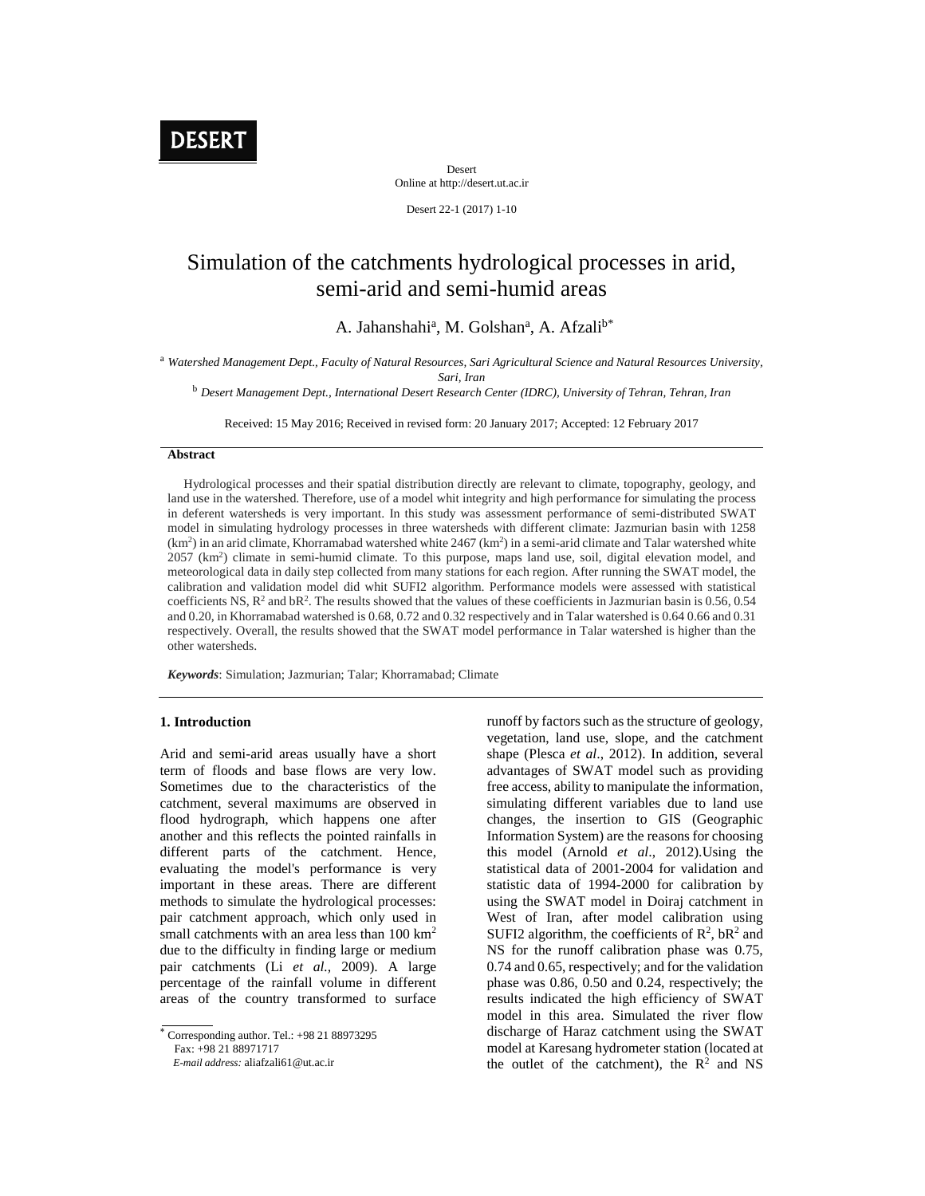# Simulation of the catchments hydrological processes in arid, semi-arid and semi-humid areas

A. Jahanshahi[a], M. Golshan[a], A. Afzali[b*]

[a] *Watershed Management Dept., Faculty of Natural Resources, Sari Agricultural Science and Natural Resources University, Sari, Iran*

[b] *Desert Management Dept., International Desert Research Center (IDRC), University of Tehran, Tehran, Iran*

Received: 15 May 2016; Received in revised form: 20 January 2017; Accepted: 12 February 2017

## Abstract

Hydrological processes and their spatial distribution directly are relevant to climate, topography, geology, and land use in the watershed. Therefore, use of a model whit integrity and high performance for simulating the process in deferent watersheds is very important. In this study was assessment performance of semi-distributed SWAT model in simulating hydrology processes in three watersheds with different climate: Jazmurian basin with 1258 ($km^2$) in an arid climate, Khorramabad watershed white 2467 ($km^2$) in a semi-arid climate and Talar watershed white 2057 ($km^2$) climate in semi-humid climate. To this purpose, maps land use, soil, digital elevation model, and meteorological data in daily step collected from many stations for each region. After running the SWAT model, the calibration and validation model did whit SUFI2 algorithm. Performance models were assessed with statistical coefficients NS, $R^2$ and $bR^2$. The results showed that the values of these coefficients in Jazmurian basin is 0.56, 0.54 and 0.20, in Khorramabad watershed is 0.68, 0.72 and 0.32 respectively and in Talar watershed is 0.64 0.66 and 0.31 respectively. Overall, the results showed that the SWAT model performance in Talar watershed is higher than the other watersheds.

***Keywords***: Simulation; Jazmurian; Talar; Khorramabad; Climate

## 1. Introduction

Arid and semi-arid areas usually have a short term of floods and base flows are very low. Sometimes due to the characteristics of the catchment, several maximums are observed in flood hydrograph, which happens one after another and this reflects the pointed rainfalls in different parts of the catchment. Hence, evaluating the model's performance is very important in these areas. There are different methods to simulate the hydrological processes: pair catchment approach, which only used in small catchments with an area less than 100 $km^2$ due to the difficulty in finding large or medium pair catchments (Li *et al.*, 2009). A large percentage of the rainfall volume in different areas of the country transformed to surface runoff by factors such as the structure of geology, vegetation, land use, slope, and the catchment shape (Plesca *et al*., 2012). In addition, several advantages of SWAT model such as providing free access, ability to manipulate the information, simulating different variables due to land use changes, the insertion to GIS (Geographic Information System) are the reasons for choosing this model (Arnold *et al*., 2012).Using the statistical data of 2001-2004 for validation and statistic data of 1994-2000 for calibration by using the SWAT model in Doiraj catchment in West of Iran, after model calibration using SUFI2 algorithm, the coefficients of $R^2$, $bR^2$ and NS for the runoff calibration phase was 0.75, 0.74 and 0.65, respectively; and for the validation phase was 0.86, 0.50 and 0.24, respectively; the results indicated the high efficiency of SWAT model in this area. Simulated the river flow discharge of Haraz catchment using the SWAT model at Karesang hydrometer station (located at the outlet of the catchment), the $R^2$ and NS

[*] Corresponding author. Tel.: +98 21 88973295
Fax: +98 21 88971717
*E-mail address:* aliafzali61@ut.ac.ir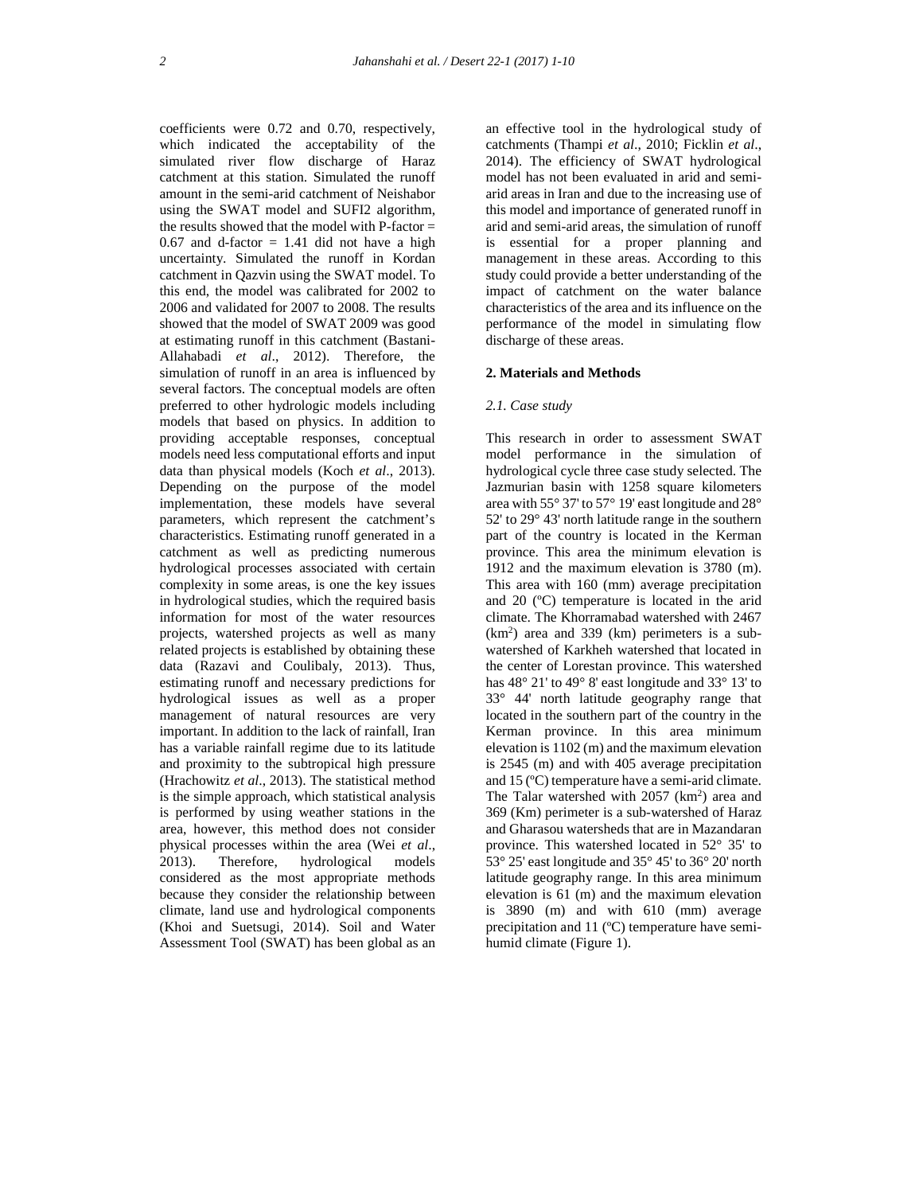coefficients were 0.72 and 0.70, respectively, which indicated the acceptability of the simulated river flow discharge of Haraz catchment at this station. Simulated the runoff amount in the semi-arid catchment of Neishabor using the SWAT model and SUFI2 algorithm, the results showed that the model with P-factor = 0.67 and d-factor = 1.41 did not have a high uncertainty. Simulated the runoff in Kordan catchment in Qazvin using the SWAT model. To this end, the model was calibrated for 2002 to 2006 and validated for 2007 to 2008. The results showed that the model of SWAT 2009 was good at estimating runoff in this catchment (Bastani-Allahabadi *et al*., 2012). Therefore, the simulation of runoff in an area is influenced by several factors. The conceptual models are often preferred to other hydrologic models including models that based on physics. In addition to providing acceptable responses, conceptual models need less computational efforts and input data than physical models (Koch *et al*., 2013). Depending on the purpose of the model implementation, these models have several parameters, which represent the catchment's characteristics. Estimating runoff generated in a catchment as well as predicting numerous hydrological processes associated with certain complexity in some areas, is one the key issues in hydrological studies, which the required basis information for most of the water resources projects, watershed projects as well as many related projects is established by obtaining these data (Razavi and Coulibaly, 2013). Thus, estimating runoff and necessary predictions for hydrological issues as well as a proper management of natural resources are very important. In addition to the lack of rainfall, Iran has a variable rainfall regime due to its latitude and proximity to the subtropical high pressure (Hrachowitz *et al*., 2013). The statistical method is the simple approach, which statistical analysis is performed by using weather stations in the area, however, this method does not consider physical processes within the area (Wei *et al*., 2013). Therefore, hydrological models considered as the most appropriate methods because they consider the relationship between climate, land use and hydrological components (Khoi and Suetsugi, 2014). Soil and Water Assessment Tool (SWAT) has been global as an an effective tool in the hydrological study of catchments (Thampi *et al*., 2010; Ficklin *et al*., 2014). The efficiency of SWAT hydrological model has not been evaluated in arid and semi-arid areas in Iran and due to the increasing use of this model and importance of generated runoff in arid and semi-arid areas, the simulation of runoff is essential for a proper planning and management in these areas. According to this study could provide a better understanding of the impact of catchment on the water balance characteristics of the area and its influence on the performance of the model in simulating flow discharge of these areas.

## 2. Materials and Methods

### *2.1. Case study*

This research in order to assessment SWAT model performance in the simulation of hydrological cycle three case study selected. The Jazmurian basin with 1258 square kilometers area with 55° 37' to 57° 19' east longitude and 28° 52' to 29° 43' north latitude range in the southern part of the country is located in the Kerman province. This area the minimum elevation is 1912 and the maximum elevation is 3780 (m). This area with 160 (mm) average precipitation and 20 (ºC) temperature is located in the arid climate. The Khorramabad watershed with 2467 ($km^2$) area and 339 (km) perimeters is a sub-watershed of Karkheh watershed that located in the center of Lorestan province. This watershed has 48° 21' to 49° 8' east longitude and 33° 13' to 33° 44' north latitude geography range that located in the southern part of the country in the Kerman province. In this area minimum elevation is 1102 (m) and the maximum elevation is 2545 (m) and with 405 average precipitation and 15 (ºC) temperature have a semi-arid climate. The Talar watershed with 2057 ($km^2$) area and 369 (Km) perimeter is a sub-watershed of Haraz and Gharasou watersheds that are in Mazandaran province. This watershed located in 52° 35' to 53° 25' east longitude and 35° 45' to 36° 20' north latitude geography range. In this area minimum elevation is 61 (m) and the maximum elevation is 3890 (m) and with 610 (mm) average precipitation and 11 (ºC) temperature have semi-humid climate (Figure 1).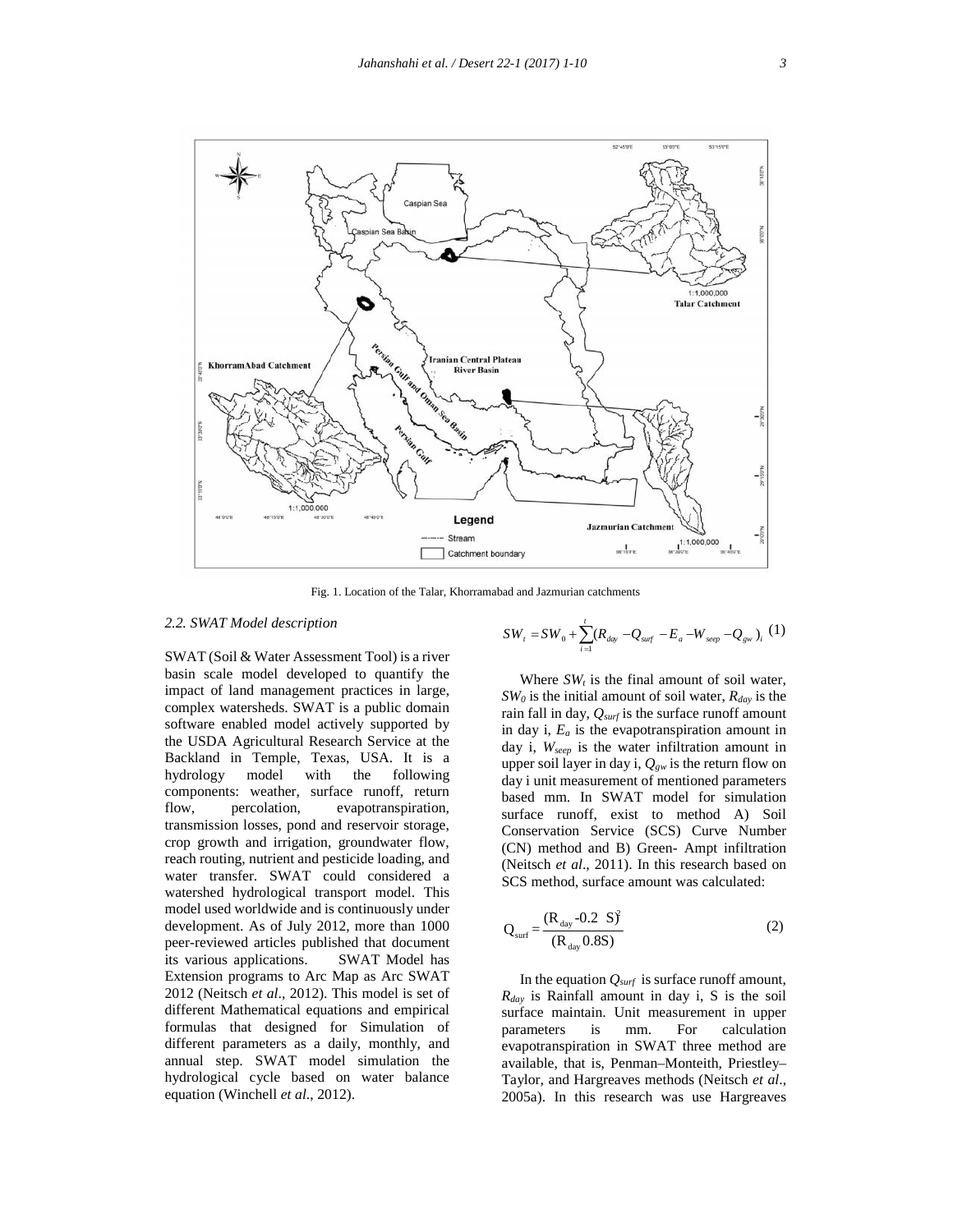Fig. 1. Location of the Talar, Khorramabad and Jazmurian catchments

### 2.2. SWAT Model description

SWAT (Soil & Water Assessment Tool) is a river basin scale model developed to quantify the impact of land management practices in large, complex watersheds. SWAT is a public domain software enabled model actively supported by the USDA Agricultural Research Service at the Backland in Temple, Texas, USA. It is a hydrology model with the following components: weather, surface runoff, return flow, percolation, evapotranspiration, transmission losses, pond and reservoir storage, crop growth and irrigation, groundwater flow, reach routing, nutrient and pesticide loading, and water transfer. SWAT could considered a watershed hydrological transport model. This model used worldwide and is continuously under development. As of July 2012, more than 1000 peer-reviewed articles published that document its various applications. SWAT Model has Extension programs to Arc Map as Arc SWAT 2012 (Neitsch *et al*., 2012). This model is set of different Mathematical equations and empirical formulas that designed for Simulation of different parameters as a daily, monthly, and annual step. SWAT model simulation the hydrological cycle based on water balance equation (Winchell *et al*., 2012).

$$SW_t = SW_0 + \sum_{i=1}^{t}(R_{day} - Q_{surf} - E_a - W_{seep} - Q_{gw})_i \quad (1)$$

Where $SW_t$ is the final amount of soil water, $SW_0$ is the initial amount of soil water, $R_{day}$ is the rain fall in day, $Q_{surf}$ is the surface runoff amount in day i, $E_a$ is the evapotranspiration amount in day i, $W_{seep}$ is the water infiltration amount in upper soil layer in day i, $Q_{gw}$ is the return flow on day i unit measurement of mentioned parameters based mm. In SWAT model for simulation surface runoff, exist to method A) Soil Conservation Service (SCS) Curve Number (CN) method and B) Green- Ampt infiltration (Neitsch *et al*., 2011). In this research based on SCS method, surface amount was calculated:

$$Q_{surf} = \frac{(R_{day} - 0.2\ S)^2}{(R_{day}\ 0.8S)} \quad (2)$$

In the equation $Q_{surf}$ is surface runoff amount, $R_{day}$ is Rainfall amount in day i, S is the soil surface maintain. Unit measurement in upper parameters is mm. For calculation evapotranspiration in SWAT three method are available, that is, Penman–Monteith, Priestley–Taylor, and Hargreaves methods (Neitsch *et al*., 2005a). In this research was use Hargreaves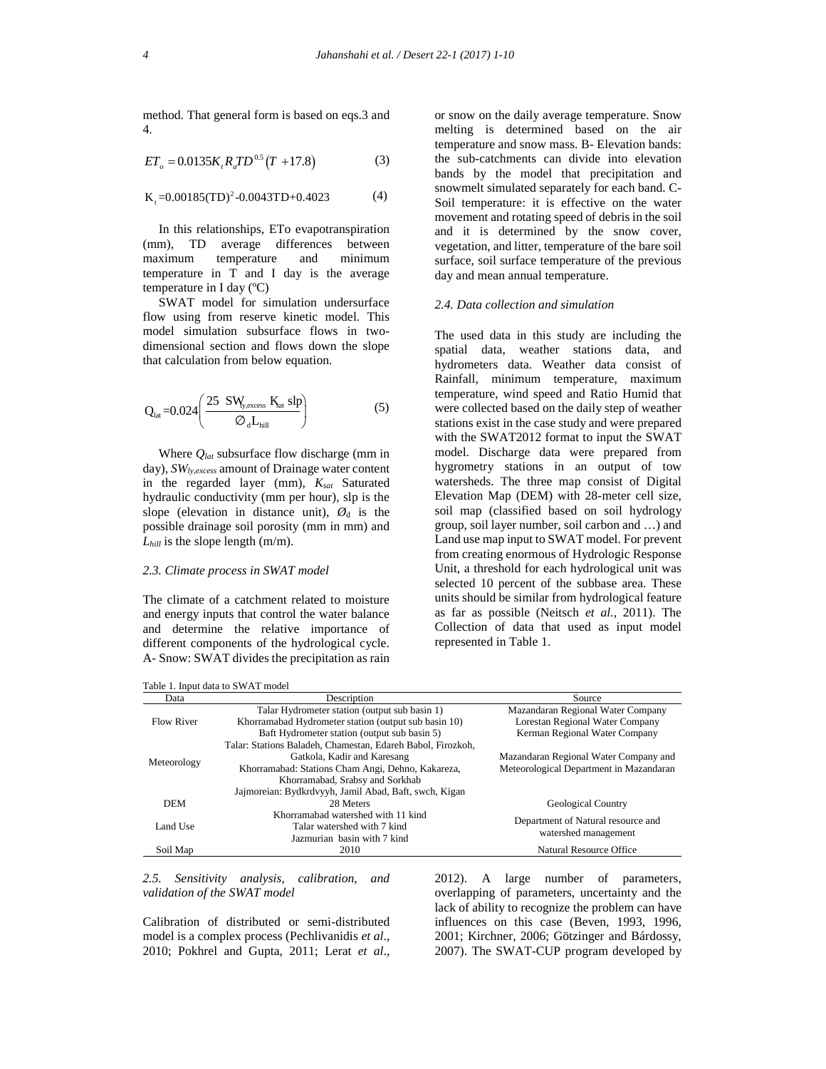method. That general form is based on eqs.3 and 4.

$$ET_o = 0.0135 K_t R_a TD^{0.5}(T + 17.8) \qquad (3)$$

$$K_t = 0.00185(TD)^2 - 0.0043TD + 0.4023 \qquad (4)$$

In this relationships, ETo evapotranspiration (mm), TD average differences between maximum temperature and minimum temperature in T and I day is the average temperature in I day (ºC)

SWAT model for simulation undersurface flow using from reserve kinetic model. This model simulation subsurface flows in two-dimensional section and flows down the slope that calculation from below equation.

$$Q_{lat} = 0.024\left(\frac{25\ SW_{ly,excess}\ K_{sat}\ slp}{\varnothing_d L_{hill}}\right) \qquad (5)$$

Where $Q_{lat}$ subsurface flow discharge (mm in day), $SW_{ly,excess}$ amount of Drainage water content in the regarded layer (mm), $K_{sat}$ Saturated hydraulic conductivity (mm per hour), slp is the slope (elevation in distance unit), $\varnothing_d$ is the possible drainage soil porosity (mm in mm) and $L_{hill}$ is the slope length (m/m).

### *2.3. Climate process in SWAT model*

The climate of a catchment related to moisture and energy inputs that control the water balance and determine the relative importance of different components of the hydrological cycle. A- Snow: SWAT divides the precipitation as rain or snow on the daily average temperature. Snow melting is determined based on the air temperature and snow mass. B- Elevation bands: the sub-catchments can divide into elevation bands by the model that precipitation and snowmelt simulated separately for each band. C-Soil temperature: it is effective on the water movement and rotating speed of debris in the soil and it is determined by the snow cover, vegetation, and litter, temperature of the bare soil surface, soil surface temperature of the previous day and mean annual temperature.

### *2.4. Data collection and simulation*

The used data in this study are including the spatial data, weather stations data, and hydrometers data. Weather data consist of Rainfall, minimum temperature, maximum temperature, wind speed and Ratio Humid that were collected based on the daily step of weather stations exist in the case study and were prepared with the SWAT2012 format to input the SWAT model. Discharge data were prepared from hygrometry stations in an output of tow watersheds. The three map consist of Digital Elevation Map (DEM) with 28-meter cell size, soil map (classified based on soil hydrology group, soil layer number, soil carbon and …) and Land use map input to SWAT model. For prevent from creating enormous of Hydrologic Response Unit, a threshold for each hydrological unit was selected 10 percent of the subbase area. These units should be similar from hydrological feature as far as possible (Neitsch *et al.*, 2011). The Collection of data that used as input model represented in Table 1.

Table 1. Input data to SWAT model

| Data | Description | Source |
|---|---|---|
| Flow River | Talar Hydrometer station (output sub basin 1) | Mazandaran Regional Water Company |
| | Khorramabad Hydrometer station (output sub basin 10) | Lorestan Regional Water Company |
| | Baft Hydrometer station (output sub basin 5) | Kerman Regional Water Company |
| Meteorology | Talar: Stations Baladeh, Chamestan, Edareh Babol, Firozkoh, Gatkola, Kadir and Karesang<br>Khorramabad: Stations Cham Angi, Dehno, Kakareza, Khorramabad, Srabsy and Sorkhab<br>Jajmoreian: Bydkrdvyyh, Jamil Abad, Baft, swch, Kigan | Mazandaran Regional Water Company and Meteorological Department in Mazandaran |
| DEM | 28 Meters | Geological Country |
| Land Use | Khorramabad watershed with 11 kind<br>Talar watershed with 7 kind<br>Jazmurian basin with 7 kind | Department of Natural resource and watershed management |
| Soil Map | 2010 | Natural Resource Office |

### *2.5. Sensitivity analysis, calibration, and validation of the SWAT model*

Calibration of distributed or semi-distributed model is a complex process (Pechlivanidis *et al*., 2010; Pokhrel and Gupta, 2011; Lerat *et al*., 2012). A large number of parameters, overlapping of parameters, uncertainty and the lack of ability to recognize the problem can have influences on this case (Beven, 1993, 1996, 2001; Kirchner, 2006; Götzinger and Bárdossy, 2007). The SWAT-CUP program developed by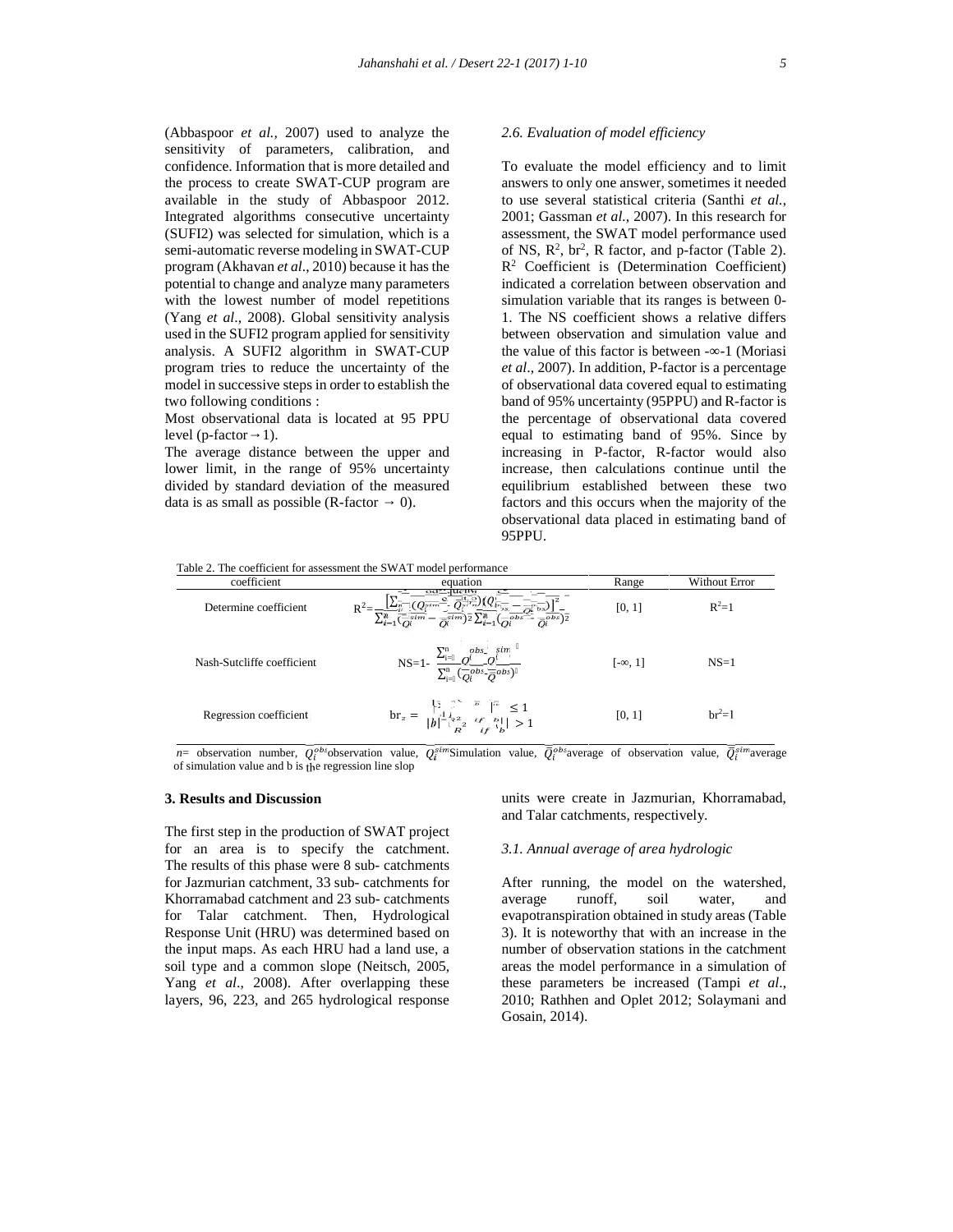(Abbaspoor *et al.,* 2007) used to analyze the sensitivity of parameters, calibration, and confidence. Information that is more detailed and the process to create SWAT-CUP program are available in the study of Abbaspoor 2012. Integrated algorithms consecutive uncertainty (SUFI2) was selected for simulation, which is a semi-automatic reverse modeling in SWAT-CUP program (Akhavan *et al*., 2010) because it has the potential to change and analyze many parameters with the lowest number of model repetitions (Yang *et al*., 2008). Global sensitivity analysis used in the SUFI2 program applied for sensitivity analysis. A SUFI2 algorithm in SWAT-CUP program tries to reduce the uncertainty of the model in successive steps in order to establish the two following conditions :

Most observational data is located at 95 PPU level (p-factor $\rightarrow$ 1).

The average distance between the upper and lower limit, in the range of 95% uncertainty divided by standard deviation of the measured data is as small as possible (R-factor $\rightarrow$ 0).

### *2.6. Evaluation of model efficiency*

To evaluate the model efficiency and to limit answers to only one answer, sometimes it needed to use several statistical criteria (Santhi *et al.*, 2001; Gassman *et al*., 2007). In this research for assessment, the SWAT model performance used of NS, $R^2$, $br^2$, R factor, and p-factor (Table 2). $R^2$ Coefficient is (Determination Coefficient) indicated a correlation between observation and simulation variable that its ranges is between 0-1. The NS coefficient shows a relative differs between observation and simulation value and the value of this factor is between -∞-1 (Moriasi *et al*., 2007). In addition, P-factor is a percentage of observational data covered equal to estimating band of 95% uncertainty (95PPU) and R-factor is the percentage of observational data covered equal to estimating band of 95%. Since by increasing in P-factor, R-factor would also increase, then calculations continue until the equilibrium established between these two factors and this occurs when the majority of the observational data placed in estimating band of 95PPU.

Table 2. The coefficient for assessment the SWAT model performance

| coefficient | equation | Range | Without Error |
|---|---|---|---|
| Determine coefficient | $R^2=\frac{\left[\sum_{i=1}^{n}(Q_i^{sim}-\bar{Q}_i^{sim})(Q_i^{obs}-\bar{Q}_i^{obs})\right]^2}{\sum_{i=1}^{n}(Q_i^{sim}-\bar{Q}_i^{sim})^2\sum_{i=1}^{n}(Q_i^{obs}-\bar{Q}_i^{obs})^2}$ | [0, 1] | $R^2$=1 |
| Nash-Sutcliffe coefficient | $NS=1-\frac{\sum_{i=1}^{n}(Q_i^{obs}-Q_i^{sim})^2}{\sum_{i=1}^{n}(Q_i^{obs}-\bar{Q}^{obs})^2}$ | [-∞, 1] | NS=1 |
| Regression coefficient | $br_z = \begin{cases} \lvert b\rvert R^2 & if\ \lvert b\rvert \le 1 \\ \lvert b\rvert^{-1} R^2 & if\ \lvert b\rvert > 1 \end{cases}$ | [0, 1] | $br^2$=1 |

*n*= observation number, $Q_i^{obs}$observation value, $Q_i^{sim}$Simulation value, $\bar{Q}_i^{obs}$average of observation value, $\bar{Q}_i^{sim}$average of simulation value and b is the regression line slop

## 3. Results and Discussion

The first step in the production of SWAT project for an area is to specify the catchment. The results of this phase were 8 sub- catchments for Jazmurian catchment, 33 sub- catchments for Khorramabad catchment and 23 sub- catchments for Talar catchment. Then, Hydrological Response Unit (HRU) was determined based on the input maps. As each HRU had a land use, a soil type and a common slope (Neitsch, 2005, Yang *et al*., 2008). After overlapping these layers, 96, 223, and 265 hydrological response units were create in Jazmurian, Khorramabad, and Talar catchments, respectively.

### *3.1. Annual average of area hydrologic*

After running, the model on the watershed, average runoff, soil water, and evapotranspiration obtained in study areas (Table 3). It is noteworthy that with an increase in the number of observation stations in the catchment areas the model performance in a simulation of these parameters be increased (Tampi *et al*., 2010; Rathhen and Oplet 2012; Solaymani and Gosain, 2014).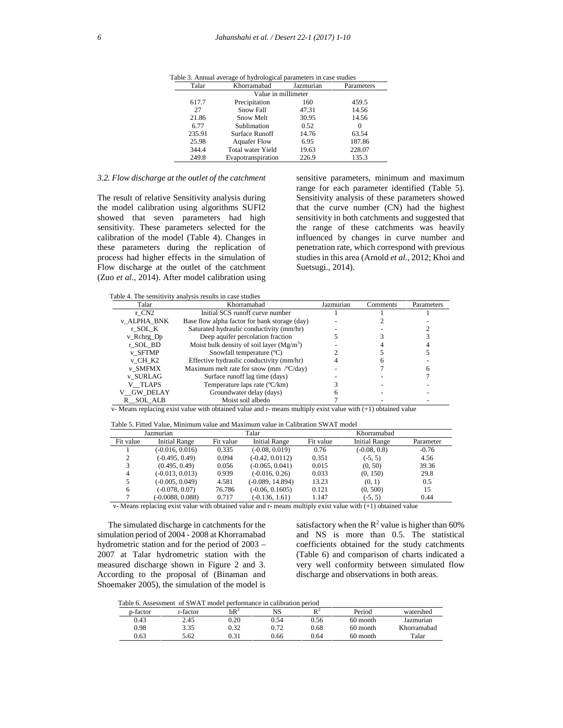Table 3. Annual average of hydrological parameters in case studies

| Talar | Khorramabad | Jazmurian | Parameters |
|---|---|---|---|
| | Value in millimeter | | |
| 617.7 | Precipitation | 160 | 459.5 |
| 27 | Snow Fall | 47.31 | 14.56 |
| 21.86 | Snow Melt | 30.95 | 14.56 |
| 6.77 | Sublimation | 0.52 | 0 |
| 235.91 | Surface Runoff | 14.76 | 63.54 |
| 25.98 | Aquafer Flow | 6.95 | 187.86 |
| 344.4 | Total water Yield | 19.63 | 228.07 |
| 249.8 | Evapotranspiration | 226.9 | 135.3 |

### *3.2. Flow discharge at the outlet of the catchment*

The result of relative Sensitivity analysis during the model calibration using algorithms SUFI2 showed that seven parameters had high sensitivity. These parameters selected for the calibration of the model (Table 4). Changes in these parameters during the replication of process had higher effects in the simulation of Flow discharge at the outlet of the catchment (Zuo *et al.*, 2014). After model calibration using sensitive parameters, minimum and maximum range for each parameter identified (Table 5). Sensitivity analysis of these parameters showed that the curve number (CN) had the highest sensitivity in both catchments and suggested that the range of these catchments was heavily influenced by changes in curve number and penetration rate, which correspond with previous studies in this area (Arnold *et al.*, 2012; Khoi and Suetsugi., 2014).

Table 4. The sensitivity analysis results in case studies

| Talar | Khorramabad | Jazmurian | Comments | Parameters |
|---|---|---|---|---|
| r_CN2 | Initial SCS runoff curve number | 1 | 1 | 1 |
| v_ALPHA_BNK | Base flow alpha factor for bank storage (day) | - | 2 | - |
| r_SOL_K | Saturated hydraulic conductivity (mm/hr) | - | - | 2 |
| v_Rchrg_Dp | Deep aquifer percolation fraction | 5 | 3 | 3 |
| r_SOL_BD | Moist bulk density of soil layer ($Mg/m^3$) | - | 4 | 4 |
| v_SFTMP | Snowfall temperature (ºC) | 2 | 5 | 5 |
| v_CH_K2 | Effective hydraulic conductivity (mm/hr) | 4 | 6 | - |
| v_SMFMX | Maximum melt rate for snow (mm /ºC/day) | - | 7 | 6 |
| v_SURLAG | Surface runoff lag time (days) | - | - | 7 |
| V__TLAPS | Temperature laps rate (ºC/km) | 3 | - | - |
| V__GW_DELAY | Groundwater delay (days) | 6 | - | - |
| R__SOL_ALB | Moist soil albedo | 7 | - | - |

v- Means replacing exist value with obtained value and r- means multiply exist value with (+1) obtained value

Table 5. Fitted Value, Minimum value and Maximum value in Calibration SWAT model

| Jazmurian | | Talar | | Khorramabad | | |
|---|---|---|---|---|---|---|
| Fit value | Initial Range | Fit value | Initial Range | Fit value | Initial Range | Parameter |
| 1 | (-0.016, 0.016) | 0.335 | (-0.08, 0.019) | 0.76 | (-0.08, 0.8) | -0.76 |
| 2 | (-0.495, 0.49) | 0.094 | (-0.42, 0.0112) | 0.351 | (-5, 5) | 4.56 |
| 3 | (0.495, 0.49) | 0.056 | (-0.065, 0.041) | 0.015 | (0, 50) | 39.36 |
| 4 | (-0.013, 0.013) | 0.939 | (-0.016, 0.26) | 0.033 | (0, 150) | 29.8 |
| 5 | (-0.005, 0.049) | 4.581 | (-0.089, 14.894) | 13.23 | (0, 1) | 0.5 |
| 6 | (-0.078, 0.07) | 76.786 | (-0.06, 0.1605) | 0.121 | (0, 500) | 15 |
| 7 | (-0.0088, 0.088) | 0.717 | (-0.136, 1.61) | 1.147 | (-5, 5) | 0.44 |

v- Means replacing exist value with obtained value and r- means multiply exist value with (+1) obtained value

The simulated discharge in catchments for the simulation period of 2004 - 2008 at Khorramabad hydrometric station and for the period of 2003 – 2007 at Talar hydrometric station with the measured discharge shown in Figure 2 and 3. According to the proposal of (Binaman and Shoemaker 2005), the simulation of the model is satisfactory when the $R^2$ value is higher than 60% and NS is more than 0.5. The statistical coefficients obtained for the study catchments (Table 6) and comparison of charts indicated a very well conformity between simulated flow discharge and observations in both areas.

Table 6. Assessment of SWAT model performance in calibration period

| p-factor | r-factor | $bR^2$ | NS | $R^2$ | Period | watershed |
|---|---|---|---|---|---|---|
| 0.43 | 2.45 | 0.20 | 0.54 | 0.56 | 60 month | Jazmurian |
| 0.98 | 3.35 | 0.32 | 0.72 | 0.68 | 60 month | Khorramabad |
| 0.63 | 5.62 | 0.31 | 0.66 | 0.64 | 60 month | Talar |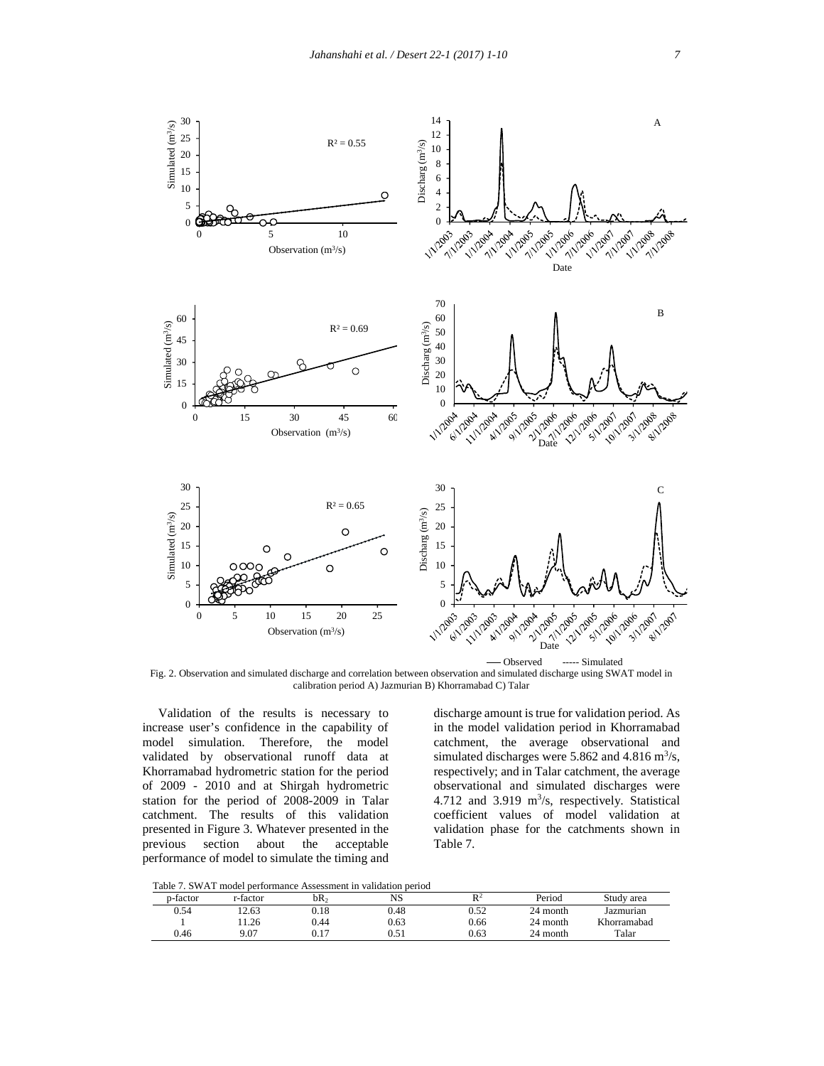Fig. 2. Observation and simulated discharge and correlation between observation and simulated discharge using SWAT model in calibration period A) Jazmurian B) Khorramabad C) Talar

Validation of the results is necessary to increase user's confidence in the capability of model simulation. Therefore, the model validated by observational runoff data at Khorramabad hydrometric station for the period of 2009 - 2010 and at Shirgah hydrometric station for the period of 2008-2009 in Talar catchment. The results of this validation presented in Figure 3. Whatever presented in the previous section about the acceptable performance of model to simulate the timing and discharge amount is true for validation period. As in the model validation period in Khorramabad catchment, the average observational and simulated discharges were 5.862 and 4.816 $m^3$/s, respectively; and in Talar catchment, the average observational and simulated discharges were 4.712 and 3.919 $m^3$/s, respectively. Statistical coefficient values of model validation at validation phase for the catchments shown in Table 7.

Table 7. SWAT model performance Assessment in validation period

| p-factor | r-factor | $bR_2$ | NS | $R^2$ | Period | Study area |
|---|---|---|---|---|---|---|
| 0.54 | 12.63 | 0.18 | 0.48 | 0.52 | 24 month | Jazmurian |
| 1 | 11.26 | 0.44 | 0.63 | 0.66 | 24 month | Khorramabad |
| 0.46 | 9.07 | 0.17 | 0.51 | 0.63 | 24 month | Talar |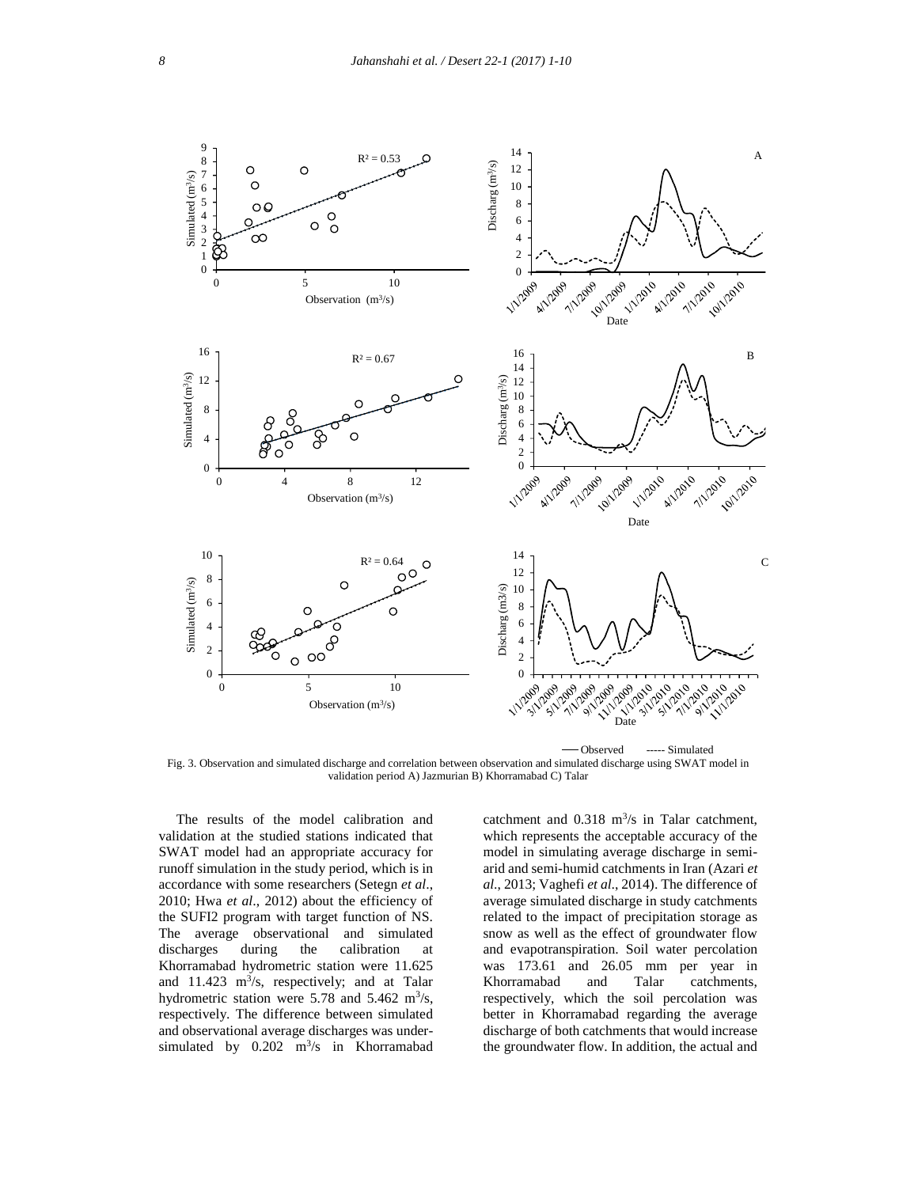Fig. 3. Observation and simulated discharge and correlation between observation and simulated discharge using SWAT model in validation period A) Jazmurian B) Khorramabad C) Talar

The results of the model calibration and validation at the studied stations indicated that SWAT model had an appropriate accuracy for runoff simulation in the study period, which is in accordance with some researchers (Setegn *et al*., 2010; Hwa *et al*., 2012) about the efficiency of the SUFI2 program with target function of NS. The average observational and simulated discharges during the calibration at Khorramabad hydrometric station were 11.625 and 11.423 $m^3$/s, respectively; and at Talar hydrometric station were 5.78 and 5.462 $m^3$/s, respectively. The difference between simulated and observational average discharges was under-simulated by 0.202 $m^3$/s in Khorramabad catchment and 0.318 $m^3$/s in Talar catchment, which represents the acceptable accuracy of the model in simulating average discharge in semi-arid and semi-humid catchments in Iran (Azari *et al*., 2013; Vaghefi *et al*., 2014). The difference of average simulated discharge in study catchments related to the impact of precipitation storage as snow as well as the effect of groundwater flow and evapotranspiration. Soil water percolation was 173.61 and 26.05 mm per year in Khorramabad and Talar catchments, respectively, which the soil percolation was better in Khorramabad regarding the average discharge of both catchments that would increase the groundwater flow. In addition, the actual and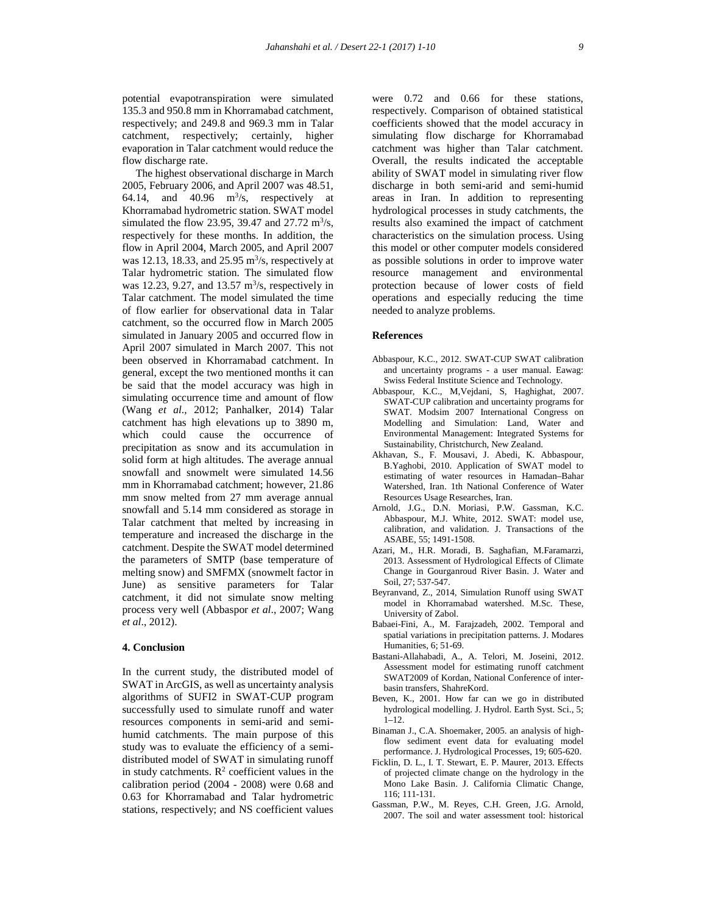potential evapotranspiration were simulated 135.3 and 950.8 mm in Khorramabad catchment, respectively; and 249.8 and 969.3 mm in Talar catchment, respectively; certainly, higher evaporation in Talar catchment would reduce the flow discharge rate.

The highest observational discharge in March 2005, February 2006, and April 2007 was 48.51, 64.14, and 40.96 $m^3/s$, respectively at Khorramabad hydrometric station. SWAT model simulated the flow 23.95, 39.47 and 27.72 $m^3/s$, respectively for these months. In addition, the flow in April 2004, March 2005, and April 2007 was 12.13, 18.33, and 25.95 $m^3/s$, respectively at Talar hydrometric station. The simulated flow was 12.23, 9.27, and 13.57 $m^3/s$, respectively in Talar catchment. The model simulated the time of flow earlier for observational data in Talar catchment, so the occurred flow in March 2005 simulated in January 2005 and occurred flow in April 2007 simulated in March 2007. This not been observed in Khorramabad catchment. In general, except the two mentioned months it can be said that the model accuracy was high in simulating occurrence time and amount of flow (Wang *et al*., 2012; Panhalker, 2014) Talar catchment has high elevations up to 3890 m, which could cause the occurrence of precipitation as snow and its accumulation in solid form at high altitudes. The average annual snowfall and snowmelt were simulated 14.56 mm in Khorramabad catchment; however, 21.86 mm snow melted from 27 mm average annual snowfall and 5.14 mm considered as storage in Talar catchment that melted by increasing in temperature and increased the discharge in the catchment. Despite the SWAT model determined the parameters of SMTP (base temperature of melting snow) and SMFMX (snowmelt factor in June) as sensitive parameters for Talar catchment, it did not simulate snow melting process very well (Abbaspor *et al*., 2007; Wang *et al*., 2012).

## 4. Conclusion

In the current study, the distributed model of SWAT in ArcGIS, as well as uncertainty analysis algorithms of SUFI2 in SWAT-CUP program successfully used to simulate runoff and water resources components in semi-arid and semi-humid catchments. The main purpose of this study was to evaluate the efficiency of a semi-distributed model of SWAT in simulating runoff in study catchments. $R^2$ coefficient values in the calibration period (2004 - 2008) were 0.68 and 0.63 for Khorramabad and Talar hydrometric stations, respectively; and NS coefficient values were 0.72 and 0.66 for these stations, respectively. Comparison of obtained statistical coefficients showed that the model accuracy in simulating flow discharge for Khorramabad catchment was higher than Talar catchment. Overall, the results indicated the acceptable ability of SWAT model in simulating river flow discharge in both semi-arid and semi-humid areas in Iran. In addition to representing hydrological processes in study catchments, the results also examined the impact of catchment characteristics on the simulation process. Using this model or other computer models considered as possible solutions in order to improve water resource management and environmental protection because of lower costs of field operations and especially reducing the time needed to analyze problems.

## References

Abbaspour, K.C., 2012. SWAT-CUP SWAT calibration and uncertainty programs - a user manual. Eawag: Swiss Federal Institute Science and Technology.

Abbaspour, K.C., M,Vejdani, S, Haghighat, 2007. SWAT-CUP calibration and uncertainty programs for SWAT. Modsim 2007 International Congress on Modelling and Simulation: Land, Water and Environmental Management: Integrated Systems for Sustainability, Christchurch, New Zealand.

Akhavan, S., F. Mousavi, J. Abedi, K. Abbaspour, B.Yaghobi, 2010. Application of SWAT model to estimating of water resources in Hamadan–Bahar Watershed, Iran. 1th National Conference of Water Resources Usage Researches, Iran.

Arnold, J.G., D.N. Moriasi, P.W. Gassman, K.C. Abbaspour, M.J. White, 2012. SWAT: model use, calibration, and validation. J. Transactions of the ASABE, 55; 1491-1508.

Azari, M., H.R. Moradi, B. Saghafian, M.Faramarzi, 2013. Assessment of Hydrological Effects of Climate Change in Gourganroud River Basin. J. Water and Soil, 27; 537-547.

Beyranvand, Z., 2014, Simulation Runoff using SWAT model in Khorramabad watershed. M.Sc. These, University of Zabol.

Babaei-Fini, A., M. Farajzadeh, 2002. Temporal and spatial variations in precipitation patterns. J. Modares Humanities, 6; 51-69.

Bastani-Allahabadi, A., A. Telori, M. Joseini, 2012. Assessment model for estimating runoff catchment SWAT2009 of Kordan, National Conference of inter-basin transfers, ShahreKord.

Beven, K., 2001. How far can we go in distributed hydrological modelling. J. Hydrol. Earth Syst. Sci., 5; 1–12.

Binaman J., C.A. Shoemaker, 2005. an analysis of high-flow sediment event data for evaluating model performance. J. Hydrological Processes, 19; 605-620.

Ficklin, D. L., I. T. Stewart, E. P. Maurer, 2013. Effects of projected climate change on the hydrology in the Mono Lake Basin. J. California Climatic Change, 116; 111-131.

Gassman, P.W., M. Reyes, C.H. Green, J.G. Arnold, 2007. The soil and water assessment tool: historical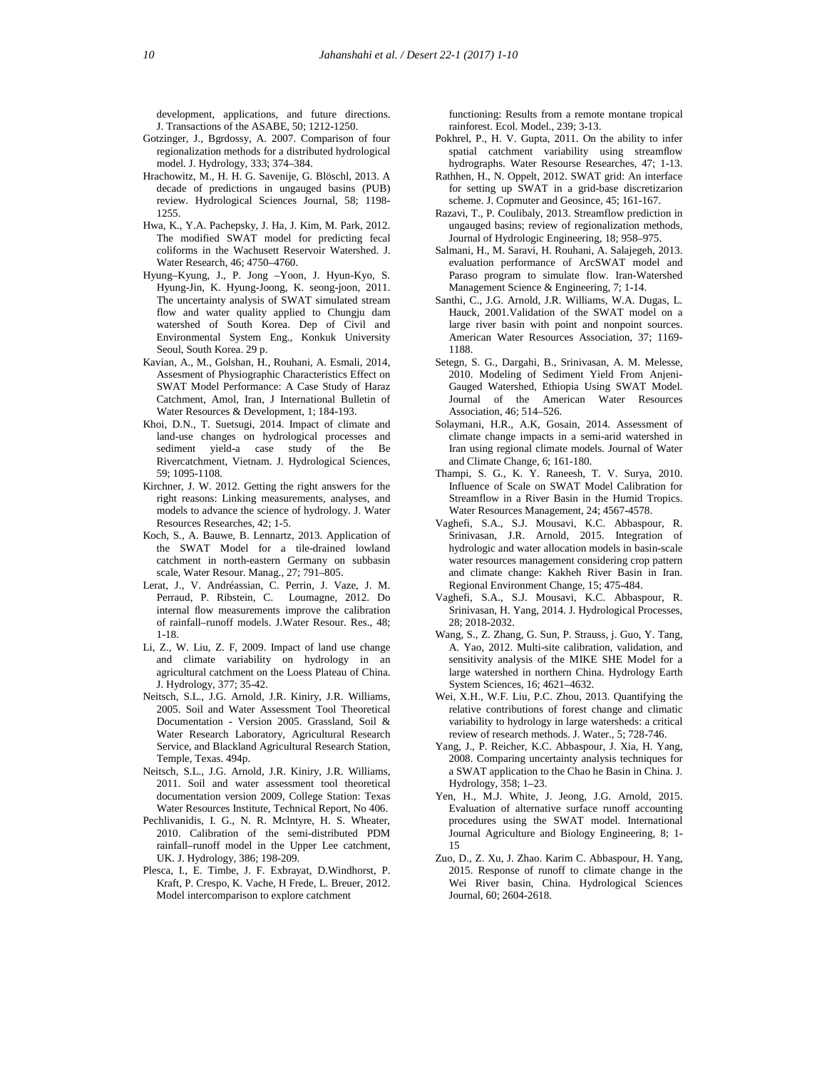development, applications, and future directions. J. Transactions of the ASABE, 50; 1212-1250.

Gotzinger, J., Bgrdossy, A. 2007. Comparison of four regionalization methods for a distributed hydrological model. J. Hydrology, 333; 374–384.

Hrachowitz, M., H. H. G. Savenije, G. Blöschl, 2013. A decade of predictions in ungauged basins (PUB) review. Hydrological Sciences Journal, 58; 1198-1255.

Hwa, K., Y.A. Pachepsky, J. Ha, J. Kim, M. Park, 2012. The modified SWAT model for predicting fecal coliforms in the Wachusett Reservoir Watershed. J. Water Research, 46; 4750–4760.

Hyung–Kyung, J., P. Jong –Yoon, J. Hyun-Kyo, S. Hyung-Jin, K. Hyung-Joong, K. seong-joon, 2011. The uncertainty analysis of SWAT simulated stream flow and water quality applied to Chungju dam watershed of South Korea. Dep of Civil and Environmental System Eng., Konkuk University Seoul, South Korea. 29 p.

Kavian, A., M., Golshan, H., Rouhani, A. Esmali, 2014, Assesment of Physiographic Characteristics Effect on SWAT Model Performance: A Case Study of Haraz Catchment, Amol, Iran, J International Bulletin of Water Resources & Development, 1; 184-193.

Khoi, D.N., T. Suetsugi, 2014. Impact of climate and land-use changes on hydrological processes and sediment yield-a case study of the Be Rivercatchment, Vietnam. J. Hydrological Sciences, 59; 1095-1108.

Kirchner, J. W. 2012. Getting the right answers for the right reasons: Linking measurements, analyses, and models to advance the science of hydrology. J. Water Resources Researches, 42; 1-5.

Koch, S., A. Bauwe, B. Lennartz, 2013. Application of the SWAT Model for a tile-drained lowland catchment in north-eastern Germany on subbasin scale, Water Resour. Manag., 27; 791–805.

Lerat, J., V. Andréassian, C. Perrin, J. Vaze, J. M. Perraud, P. Ribstein, C. Loumagne, 2012. Do internal flow measurements improve the calibration of rainfall–runoff models. J.Water Resour. Res., 48; 1-18.

Li, Z., W. Liu, Z. F, 2009. Impact of land use change and climate variability on hydrology in an agricultural catchment on the Loess Plateau of China. J. Hydrology, 377; 35-42.

Neitsch, S.L., J.G. Arnold, J.R. Kiniry, J.R. Williams, 2005. Soil and Water Assessment Tool Theoretical Documentation - Version 2005. Grassland, Soil & Water Research Laboratory, Agricultural Research Service, and Blackland Agricultural Research Station, Temple, Texas. 494p.

Neitsch, S.L., J.G. Arnold, J.R. Kiniry, J.R. Williams, 2011. Soil and water assessment tool theoretical documentation version 2009, College Station: Texas Water Resources Institute, Technical Report, No 406.

Pechlivanidis, I. G., N. R. Mclntyre, H. S. Wheater, 2010. Calibration of the semi-distributed PDM rainfall–runoff model in the Upper Lee catchment, UK. J. Hydrology, 386; 198-209.

Plesca, I., E. Timbe, J. F. Exbrayat, D.Windhorst, P. Kraft, P. Crespo, K. Vache, H Frede, L. Breuer, 2012. Model intercomparison to explore catchment functioning: Results from a remote montane tropical rainforest. Ecol. Model., 239; 3-13.

Pokhrel, P., H. V. Gupta, 2011. On the ability to infer spatial catchment variability using streamflow hydrographs. Water Resourse Researches, 47; 1-13.

Rathhen, H., N. Oppelt, 2012. SWAT grid: An interface for setting up SWAT in a grid-base discretization scheme. J. Copmuter and Geosince, 45; 161-167.

Razavi, T., P. Coulibaly, 2013. Streamflow prediction in ungauged basins; review of regionalization methods, Journal of Hydrologic Engineering, 18; 958–975.

Salmani, H., M. Saravi, H. Rouhani, A. Salajegeh, 2013. evaluation performance of ArcSWAT model and Paraso program to simulate flow. Iran-Watershed Management Science & Engineering, 7; 1-14.

Santhi, C., J.G. Arnold, J.R. Williams, W.A. Dugas, L. Hauck, 2001.Validation of the SWAT model on a large river basin with point and nonpoint sources. American Water Resources Association, 37; 1169-1188.

Setegn, S. G., Dargahi, B., Srinivasan, A. M. Melesse, 2010. Modeling of Sediment Yield From Anjeni-Gauged Watershed, Ethiopia Using SWAT Model. Journal of the American Water Resources Association, 46; 514–526.

Solaymani, H.R., A.K, Gosain, 2014. Assessment of climate change impacts in a semi-arid watershed in Iran using regional climate models. Journal of Water and Climate Change, 6; 161-180.

Thampi, S. G., K. Y. Raneesh, T. V. Surya, 2010. Influence of Scale on SWAT Model Calibration for Streamflow in a River Basin in the Humid Tropics. Water Resources Management, 24; 4567-4578.

Vaghefi, S.A., S.J. Mousavi, K.C. Abbaspour, R. Srinivasan, J.R. Arnold, 2015. Integration of hydrologic and water allocation models in basin-scale water resources management considering crop pattern and climate change: Kakheh River Basin in Iran. Regional Environment Change, 15; 475-484.

Vaghefi, S.A., S.J. Mousavi, K.C. Abbaspour, R. Srinivasan, H. Yang, 2014. J. Hydrological Processes, 28; 2018-2032.

Wang, S., Z. Zhang, G. Sun, P. Strauss, j. Guo, Y. Tang, A. Yao, 2012. Multi-site calibration, validation, and sensitivity analysis of the MIKE SHE Model for a large watershed in northern China. Hydrology Earth System Sciences, 16; 4621–4632.

Wei, X.H., W.F. Liu, P.C. Zhou, 2013. Quantifying the relative contributions of forest change and climatic variability to hydrology in large watersheds: a critical review of research methods. J. Water., 5; 728-746.

Yang, J., P. Reicher, K.C. Abbaspour, J. Xia, H. Yang, 2008. Comparing uncertainty analysis techniques for a SWAT application to the Chao he Basin in China. J. Hydrology, 358; 1–23.

Yen, H., M.J. White, J. Jeong, J.G. Arnold, 2015. Evaluation of alternative surface runoff accounting procedures using the SWAT model. International Journal Agriculture and Biology Engineering, 8; 1-15

Zuo, D., Z. Xu, J. Zhao. Karim C. Abbaspour, H. Yang, 2015. Response of runoff to climate change in the Wei River basin, China. Hydrological Sciences Journal, 60; 2604-2618.